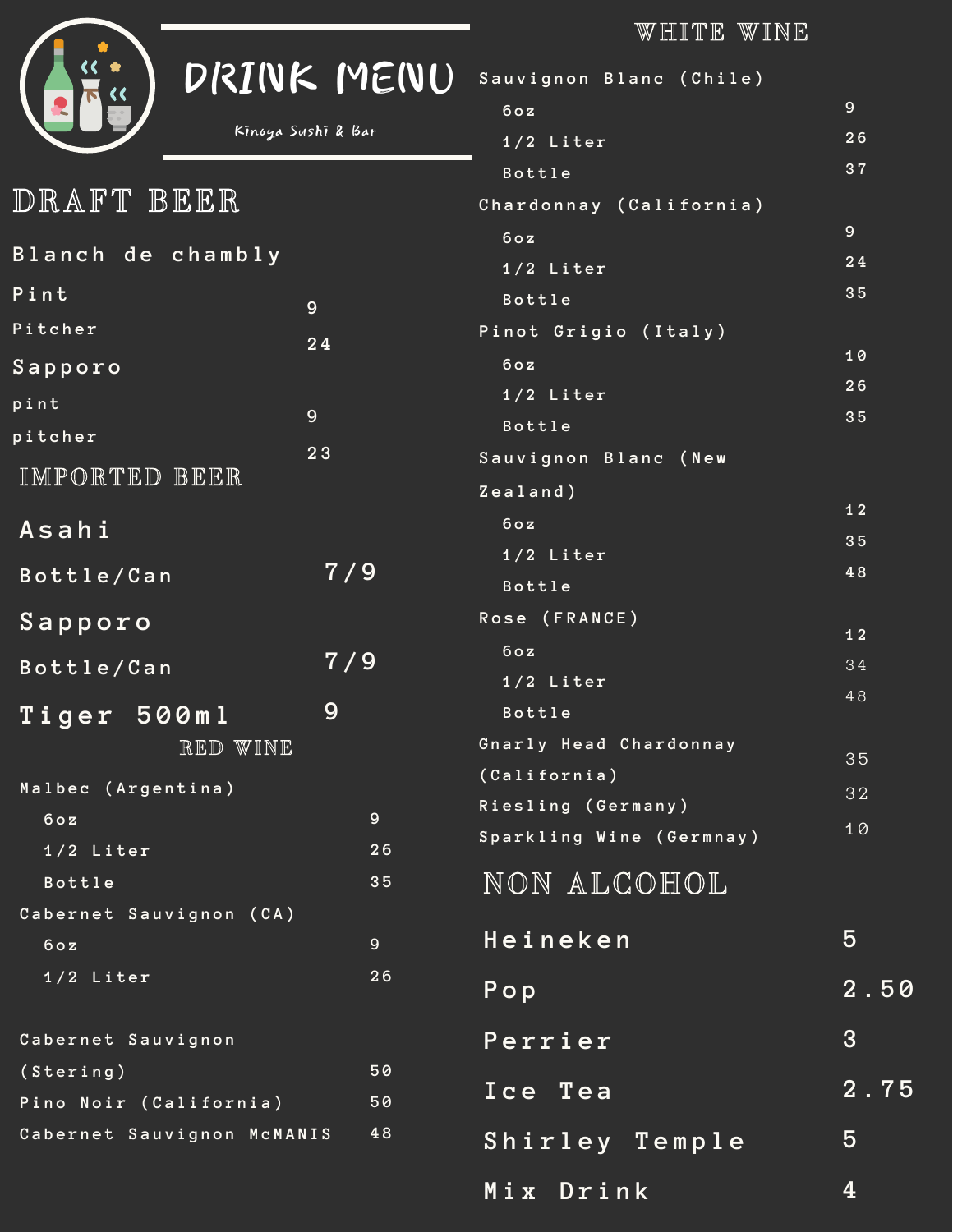# DRINK MENU

Kinoya Sushi & Bar

## DRAFT BEER

**Blanch de chambly**

| | |
|---|---|
| Pint | 9 |
| Pitcher | 24 |

**Sapporo**

| | |
|---|---|
| pint | 9 |
| pitcher | 23 |

## IMPORTED BEER

**Asahi**

| | |
|---|---|
| Bottle/Can | 7/9 |

**Sapporo**

| | |
|---|---|
| Bottle/Can | 7/9 |

| | |
|---|---|
| **Tiger 500ml** | 9 |

## RED WINE

**Malbec (Argentina)**

| | |
|---|---|
| 6oz | 9 |
| 1/2 Liter | 26 |
| Bottle | 35 |

**Cabernet Sauvignon (CA)**

| | |
|---|---|
| 6oz | 9 |
| 1/2 Liter | 26 |

| | |
|---|---|
| Cabernet Sauvignon (Stering) | 50 |
| Pino Noir (California) | 50 |
| Cabernet Sauvignon McMANIS | 48 |

## WHITE WINE

**Sauvignon Blanc (Chile)**

| | |
|---|---|
| 6oz | 9 |
| 1/2 Liter | 26 |
| Bottle | 37 |

**Chardonnay (California)**

| | |
|---|---|
| 6oz | 9 |
| 1/2 Liter | 24 |
| Bottle | 35 |

**Pinot Grigio (Italy)**

| | |
|---|---|
| 6oz | 10 |
| 1/2 Liter | 26 |
| Bottle | 35 |

**Sauvignon Blanc (New Zealand)**

| | |
|---|---|
| 6oz | 12 |
| 1/2 Liter | 35 |
| Bottle | 48 |

**Rose (FRANCE)**

| | |
|---|---|
| 6oz | 12 |
| 1/2 Liter | 34 |
| Bottle | 48 |

| | |
|---|---|
| Gnarly Head Chardonnay (California) | 35 |
| Riesling (Germany) | 32 |
| Sparkling Wine (Germnay) | 10 |

## NON ALCOHOL

| | |
|---|---|
| Heineken | 5 |
| Pop | 2.50 |
| Perrier | 3 |
| Ice Tea | 2.75 |
| Shirley Temple | 5 |
| Mix Drink | 4 |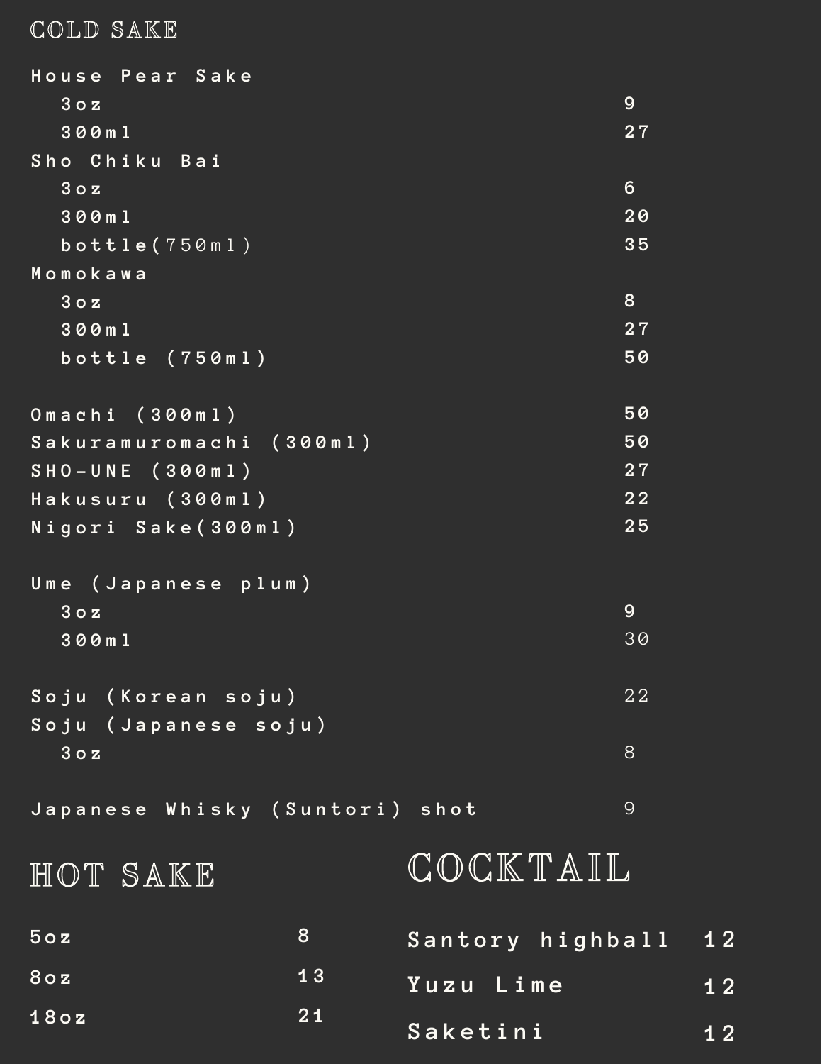## COLD SAKE

| Item | Price |
|---|---|
| House Pear Sake | |
| 3oz | 9 |
| 300ml | 27 |
| Sho Chiku Bai | |
| 3oz | 6 |
| 300ml | 20 |
| bottle(750ml) | 35 |
| Momokawa | |
| 3oz | 8 |
| 300ml | 27 |
| bottle (750ml) | 50 |
| Omachi (300ml) | 50 |
| Sakuramuromachi (300ml) | 50 |
| SHO-UNE (300ml) | 27 |
| Hakusuru (300ml) | 22 |
| Nigori Sake(300ml) | 25 |
| Ume (Japanese plum) | |
| 3oz | 9 |
| 300ml | 30 |
| Soju (Korean soju) | 22 |
| Soju (Japanese soju) | |
| 3oz | 8 |
| Japanese Whisky (Suntori) shot | 9 |

## HOT SAKE

| Size | Price |
|---|---|
| 5oz | 8 |
| 8oz | 13 |
| 18oz | 21 |

## COCKTAIL

| Cocktail | Price |
|---|---|
| Santory highball | 12 |
| Yuzu Lime | 12 |
| Saketini | 12 |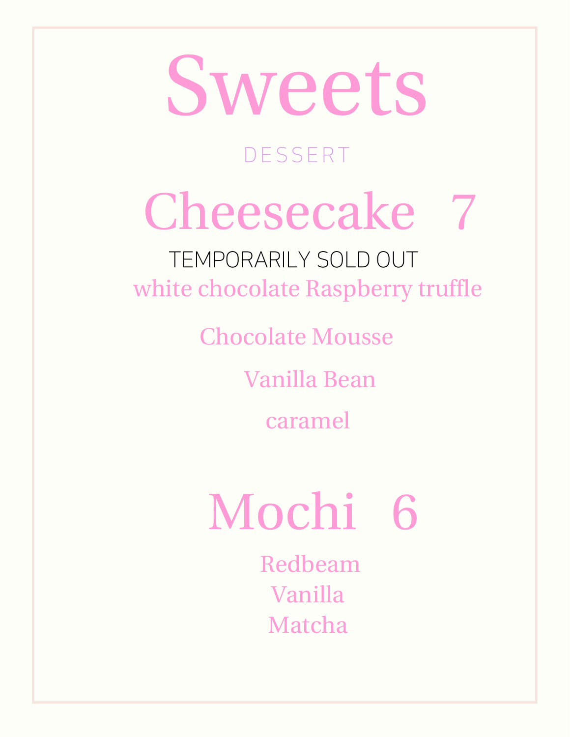# Sweets

DESSERT

## Cheesecake 7

TEMPORARILY SOLD OUT

white chocolate Raspberry truffle

Chocolate Mousse

Vanilla Bean

caramel

## Mochi 6

Redbeam

Vanilla

Matcha